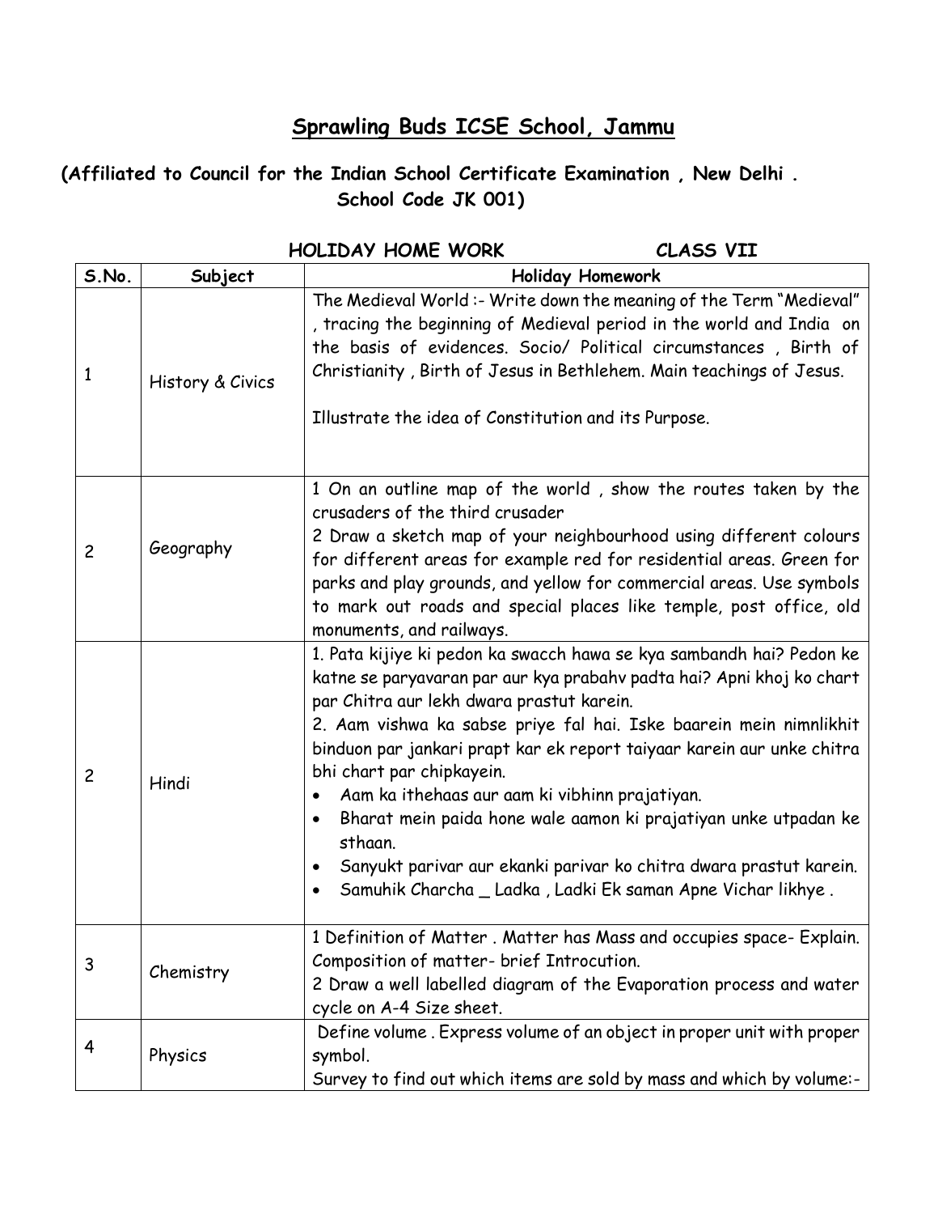# Sprawling Buds ICSE School, Jammu

**(Affiliated to Council for the Indian School Certificate Examination , New Delhi . School Code JK 001)**

**HOLIDAY HOME WORK CLASS VII**

| S.No. | Subject | Holiday Homework |
|---|---|---|
| 1 | History & Civics | The Medieval World :- Write down the meaning of the Term "Medieval" , tracing the beginning of Medieval period in the world and India on the basis of evidences. Socio/ Political circumstances , Birth of Christianity , Birth of Jesus in Bethlehem. Main teachings of Jesus.<br><br>Illustrate the idea of Constitution and its Purpose. |
| 2 | Geography | 1 On an outline map of the world , show the routes taken by the crusaders of the third crusader<br>2 Draw a sketch map of your neighbourhood using different colours for different areas for example red for residential areas. Green for parks and play grounds, and yellow for commercial areas. Use symbols to mark out roads and special places like temple, post office, old monuments, and railways. |
| 2 | Hindi | 1. Pata kijiye ki pedon ka swacch hawa se kya sambandh hai? Pedon ke katne se paryavaran par aur kya prabahv padta hai? Apni khoj ko chart par Chitra aur lekh dwara prastut karein.<br>2. Aam vishwa ka sabse priye fal hai. Iske baarein mein nimnlikhit binduon par jankari prapt kar ek report taiyaar karein aur unke chitra bhi chart par chipkayein.<br>• Aam ka ithehaas aur aam ki vibhinn prajatiyan.<br>• Bharat mein paida hone wale aamon ki prajatiyan unke utpadan ke sthaan.<br>• Sanyukt parivar aur ekanki parivar ko chitra dwara prastut karein.<br>• Samuhik Charcha _ Ladka , Ladki Ek saman Apne Vichar likhye . |
| 3 | Chemistry | 1 Definition of Matter . Matter has Mass and occupies space- Explain. Composition of matter- brief Introcution.<br>2 Draw a well labelled diagram of the Evaporation process and water cycle on A-4 Size sheet. |
| 4 | Physics | Define volume . Express volume of an object in proper unit with proper symbol.<br>Survey to find out which items are sold by mass and which by volume:- |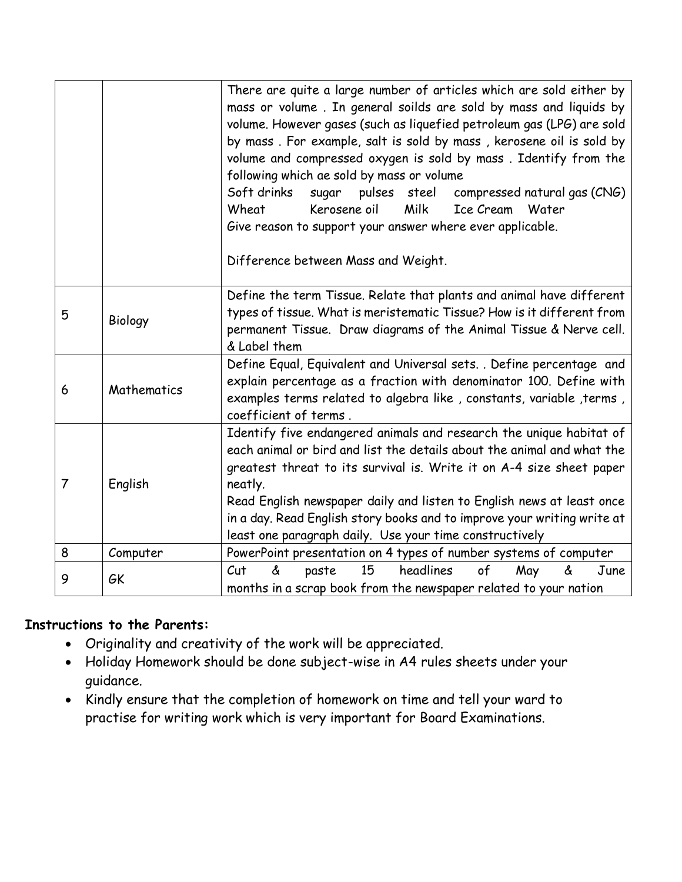|  |  |  |
| --- | --- | --- |
|  |  | There are quite a large number of articles which are sold either by mass or volume . In general soilds are sold by mass and liquids by volume. However gases (such as liquefied petroleum gas (LPG) are sold by mass . For example, salt is sold by mass , kerosene oil is sold by volume and compressed oxygen is sold by mass . Identify from the following which ae sold by mass or volume<br>Soft drinks sugar pulses steel compressed natural gas (CNG)<br>Wheat Kerosene oil Milk Ice Cream Water<br>Give reason to support your answer where ever applicable.<br><br>Difference between Mass and Weight. |
| 5 | Biology | Define the term Tissue. Relate that plants and animal have different types of tissue. What is meristematic Tissue? How is it different from permanent Tissue. Draw diagrams of the Animal Tissue & Nerve cell. & Label them |
| 6 | Mathematics | Define Equal, Equivalent and Universal sets. . Define percentage and explain percentage as a fraction with denominator 100. Define with examples terms related to algebra like , constants, variable ,terms , coefficient of terms . |
| 7 | English | Identify five endangered animals and research the unique habitat of each animal or bird and list the details about the animal and what the greatest threat to its survival is. Write it on A-4 size sheet paper neatly.<br>Read English newspaper daily and listen to English news at least once in a day. Read English story books and to improve your writing write at least one paragraph daily. Use your time constructively |
| 8 | Computer | PowerPoint presentation on 4 types of number systems of computer |
| 9 | GK | Cut & paste 15 headlines of May & June months in a scrap book from the newspaper related to your nation |

**Instructions to the Parents:**

- Originality and creativity of the work will be appreciated.
- Holiday Homework should be done subject-wise in A4 rules sheets under your guidance.
- Kindly ensure that the completion of homework on time and tell your ward to practise for writing work which is very important for Board Examinations.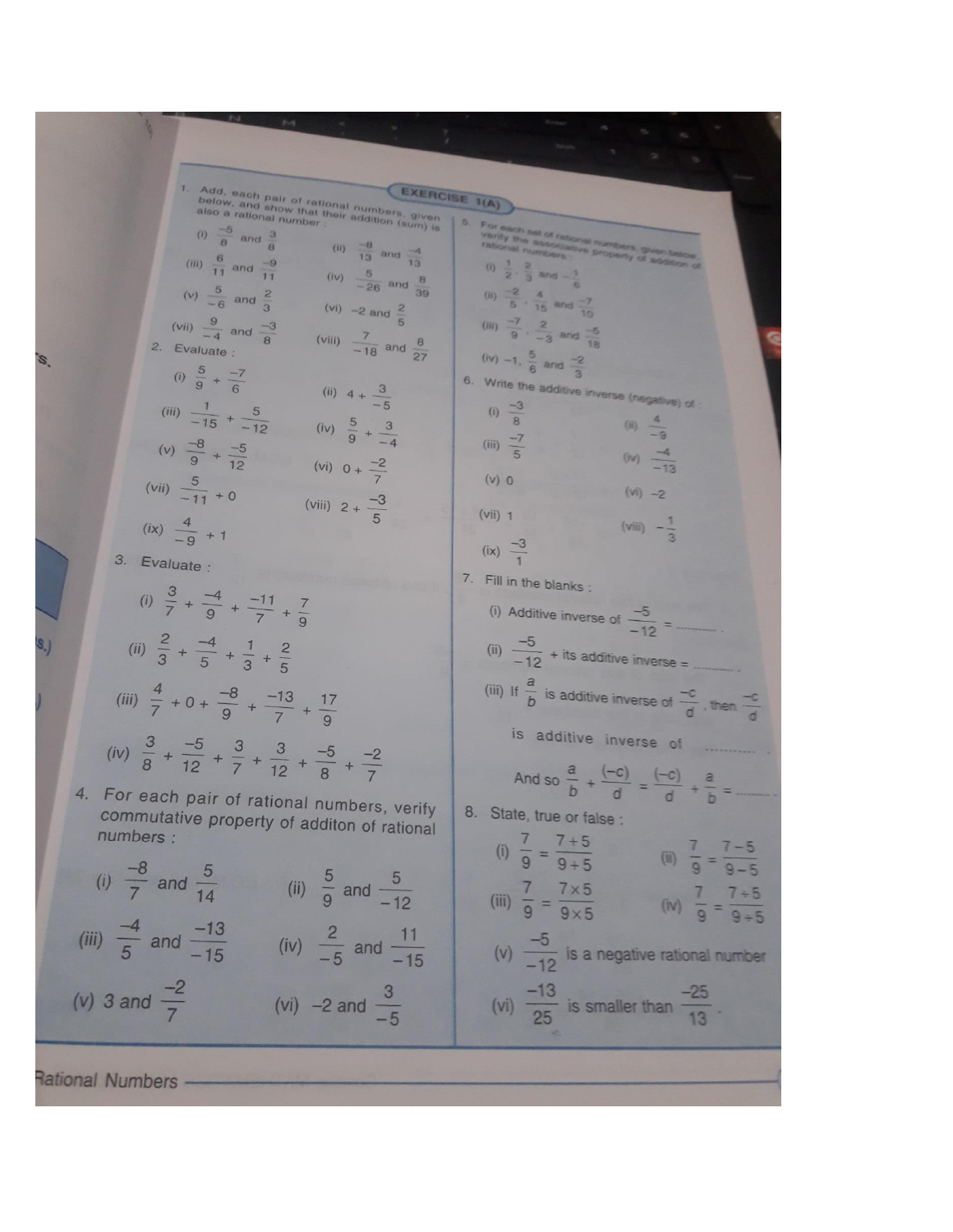## EXERCISE 1(A)

1. Add, each pair of rational numbers, given below, and show that their addition (sum) is also a rational number :

   (i) $\frac{-5}{8}$ and $\frac{3}{8}$ (ii) $\frac{-8}{13}$ and $\frac{-4}{13}$

   (iii) $\frac{6}{11}$ and $\frac{-9}{11}$ (iv) $\frac{5}{-26}$ and $\frac{8}{39}$

   (v) $\frac{5}{-6}$ and $\frac{2}{3}$ (vi) $-2$ and $\frac{2}{5}$

   (vii) $\frac{9}{-4}$ and $\frac{-3}{8}$ (viii) $\frac{7}{-18}$ and $\frac{8}{27}$

2. Evaluate :

   (i) $\frac{5}{9}+\frac{-7}{6}$ (ii) $4+\frac{3}{-5}$

   (iii) $\frac{1}{-15}+\frac{5}{-12}$ (iv) $\frac{5}{9}+\frac{3}{-4}$

   (v) $\frac{-8}{9}+\frac{-5}{12}$ (vi) $0+\frac{-2}{7}$

   (vii) $\frac{5}{-11}+0$ (viii) $2+\frac{-3}{5}$

   (ix) $\frac{4}{-9}+1$

3. Evaluate :

   (i) $\frac{3}{7}+\frac{-4}{9}+\frac{-11}{7}+\frac{7}{9}$

   (ii) $\frac{2}{3}+\frac{-4}{5}+\frac{1}{3}+\frac{2}{5}$

   (iii) $\frac{4}{7}+0+\frac{-8}{9}+\frac{-13}{7}+\frac{17}{9}$

   (iv) $\frac{3}{8}+\frac{-5}{12}+\frac{3}{7}+\frac{3}{12}+\frac{-5}{8}+\frac{-2}{7}$

4. For each pair of rational numbers, verify commutative property of additon of rational numbers :

   (i) $\frac{-8}{7}$ and $\frac{5}{14}$ (ii) $\frac{5}{9}$ and $\frac{5}{-12}$

   (iii) $\frac{-4}{5}$ and $\frac{-13}{-15}$ (iv) $\frac{2}{-5}$ and $\frac{11}{-15}$

   (v) 3 and $\frac{-2}{7}$ (vi) $-2$ and $\frac{3}{-5}$

5. For each set of rational numbers, given below, verify the associative property of addition of rational numbers :

   (i) $\frac{1}{2}$, $\frac{2}{3}$ and $-\frac{1}{6}$

   (ii) $\frac{-2}{5}$, $\frac{4}{15}$ and $\frac{-7}{10}$

   (iii) $\frac{-7}{9}$, $\frac{2}{-3}$ and $\frac{-5}{18}$

   (iv) $-1$, $\frac{5}{6}$ and $\frac{-2}{3}$

6. Write the additive inverse (negative) of :

   (i) $\frac{-3}{8}$ (ii) $\frac{4}{-9}$

   (iii) $\frac{-7}{5}$ (iv) $\frac{-4}{-13}$

   (v) 0 (vi) $-2$

   (vii) 1 (viii) $-\frac{1}{3}$

   (ix) $\frac{-3}{1}$

7. Fill in the blanks :

   (i) Additive inverse of $\frac{-5}{-12}$ = ..........

   (ii) $\frac{-5}{-12}$ + its additive inverse = ..........

   (iii) If $\frac{a}{b}$ is additive inverse of $\frac{-c}{d}$, then $\frac{-c}{d}$ is additive inverse of ..........

   And so $\frac{a}{b}+\frac{(-c)}{d}=\frac{(-c)}{d}+\frac{a}{b}$ = ..........

8. State, true or false :

   (i) $\frac{7}{9}=\frac{7+5}{9+5}$ (ii) $\frac{7}{9}=\frac{7-5}{9-5}$

   (iii) $\frac{7}{9}=\frac{7\times5}{9\times5}$ (iv) $\frac{7}{9}=\frac{7\div5}{9\div5}$

   (v) $\frac{-5}{-12}$ is a negative rational number

   (vi) $\frac{-13}{25}$ is smaller than $\frac{-25}{13}$.